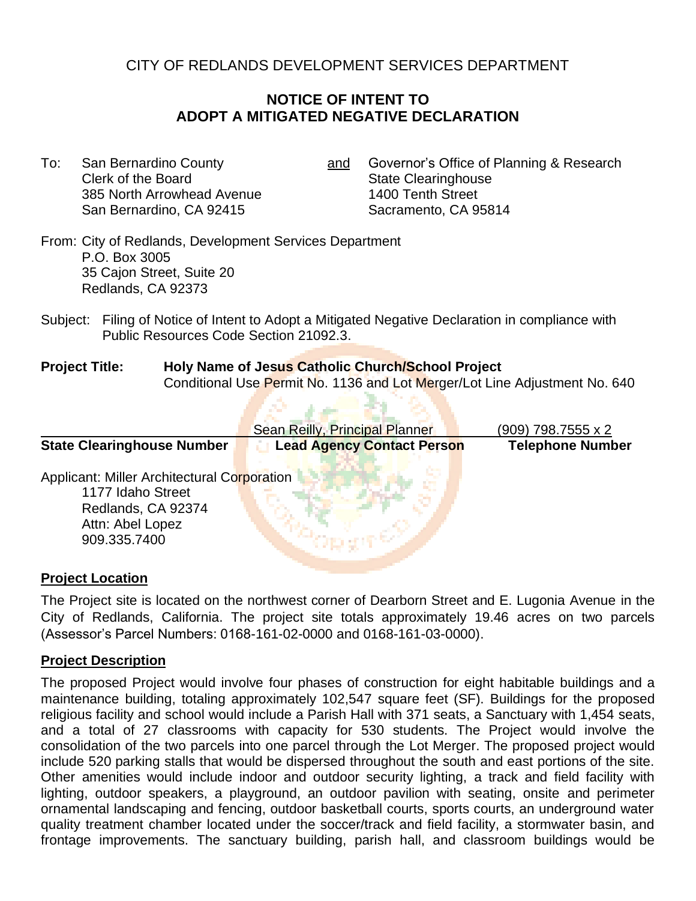CITY OF REDLANDS DEVELOPMENT SERVICES DEPARTMENT

# NOTICE OF INTENT TO ADOPT A MITIGATED NEGATIVE DECLARATION

To: San Bernardino County
Clerk of the Board
385 North Arrowhead Avenue
San Bernardino, CA 92415

and Governor's Office of Planning & Research
State Clearinghouse
1400 Tenth Street
Sacramento, CA 95814

From: City of Redlands, Development Services Department
P.O. Box 3005
35 Cajon Street, Suite 20
Redlands, CA 92373

Subject: Filing of Notice of Intent to Adopt a Mitigated Negative Declaration in compliance with Public Resources Code Section 21092.3.

**Project Title:** **Holy Name of Jesus Catholic Church/School Project**
Conditional Use Permit No. 1136 and Lot Merger/Lot Line Adjustment No. 640

| State Clearinghouse Number | Lead Agency Contact Person | Telephone Number |
|---|---|---|
| | Sean Reilly, Principal Planner | (909) 798.7555 x 2 |

Applicant: Miller Architectural Corporation
1177 Idaho Street
Redlands, CA 92374
Attn: Abel Lopez
909.335.7400

## Project Location

The Project site is located on the northwest corner of Dearborn Street and E. Lugonia Avenue in the City of Redlands, California. The project site totals approximately 19.46 acres on two parcels (Assessor's Parcel Numbers: 0168-161-02-0000 and 0168-161-03-0000).

## Project Description

The proposed Project would involve four phases of construction for eight habitable buildings and a maintenance building, totaling approximately 102,547 square feet (SF). Buildings for the proposed religious facility and school would include a Parish Hall with 371 seats, a Sanctuary with 1,454 seats, and a total of 27 classrooms with capacity for 530 students. The Project would involve the consolidation of the two parcels into one parcel through the Lot Merger. The proposed project would include 520 parking stalls that would be dispersed throughout the south and east portions of the site. Other amenities would include indoor and outdoor security lighting, a track and field facility with lighting, outdoor speakers, a playground, an outdoor pavilion with seating, onsite and perimeter ornamental landscaping and fencing, outdoor basketball courts, sports courts, an underground water quality treatment chamber located under the soccer/track and field facility, a stormwater basin, and frontage improvements. The sanctuary building, parish hall, and classroom buildings would be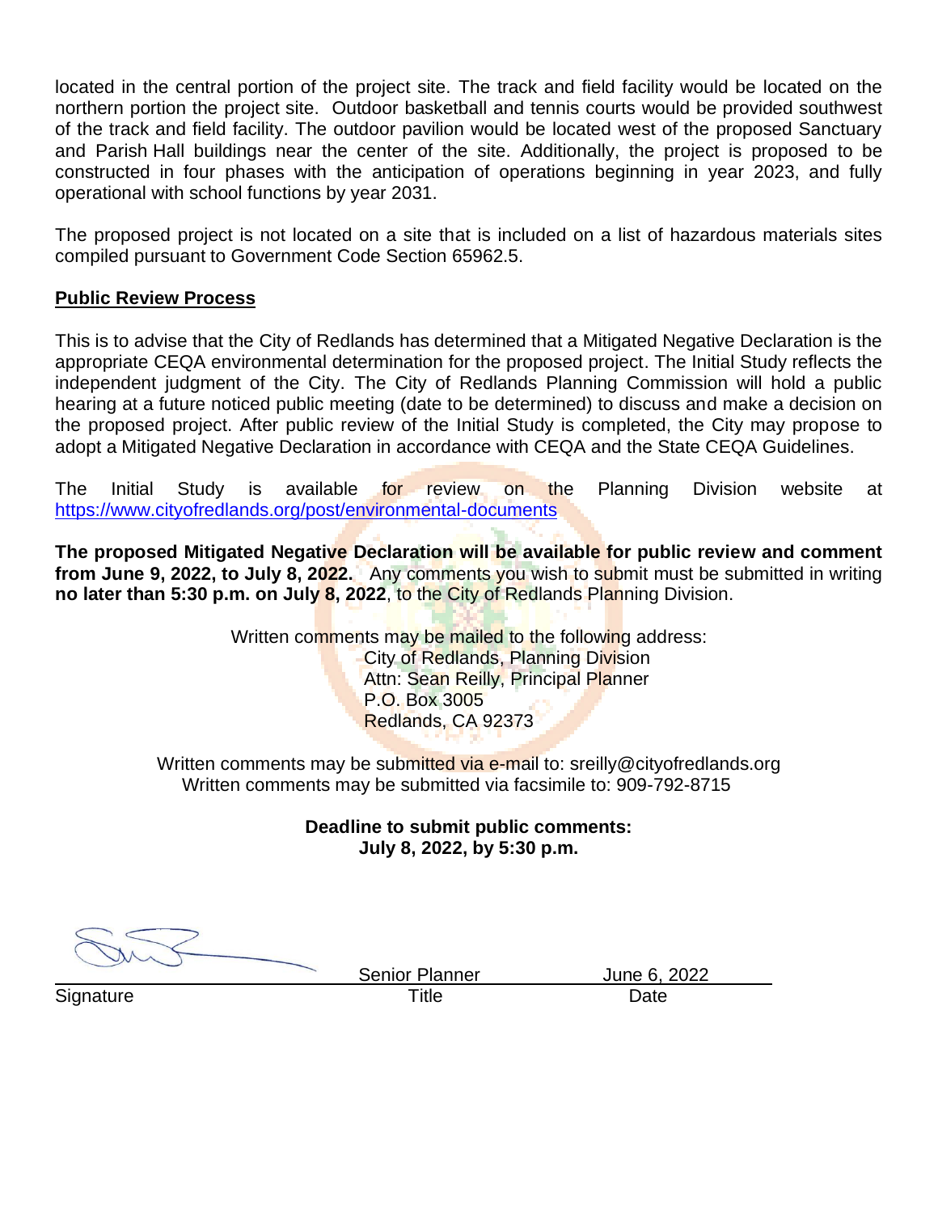located in the central portion of the project site. The track and field facility would be located on the northern portion the project site. Outdoor basketball and tennis courts would be provided southwest of the track and field facility. The outdoor pavilion would be located west of the proposed Sanctuary and Parish Hall buildings near the center of the site. Additionally, the project is proposed to be constructed in four phases with the anticipation of operations beginning in year 2023, and fully operational with school functions by year 2031.

The proposed project is not located on a site that is included on a list of hazardous materials sites compiled pursuant to Government Code Section 65962.5.

**Public Review Process**

This is to advise that the City of Redlands has determined that a Mitigated Negative Declaration is the appropriate CEQA environmental determination for the proposed project. The Initial Study reflects the independent judgment of the City. The City of Redlands Planning Commission will hold a public hearing at a future noticed public meeting (date to be determined) to discuss and make a decision on the proposed project. After public review of the Initial Study is completed, the City may propose to adopt a Mitigated Negative Declaration in accordance with CEQA and the State CEQA Guidelines.

The Initial Study is available for review on the Planning Division website at https://www.cityofredlands.org/post/environmental-documents

**The proposed Mitigated Negative Declaration will be available for public review and comment from June 9, 2022, to July 8, 2022.** Any comments you wish to submit must be submitted in writing **no later than 5:30 p.m. on July 8, 2022**, to the City of Redlands Planning Division.

Written comments may be mailed to the following address:

City of Redlands, Planning Division
Attn: Sean Reilly, Principal Planner
P.O. Box 3005
Redlands, CA 92373

Written comments may be submitted via e-mail to: sreilly@cityofredlands.org
Written comments may be submitted via facsimile to: 909-792-8715

**Deadline to submit public comments:**
**July 8, 2022, by 5:30 p.m.**

| Signature | Title | Date |
|---|---|---|
| | Senior Planner | June 6, 2022 |